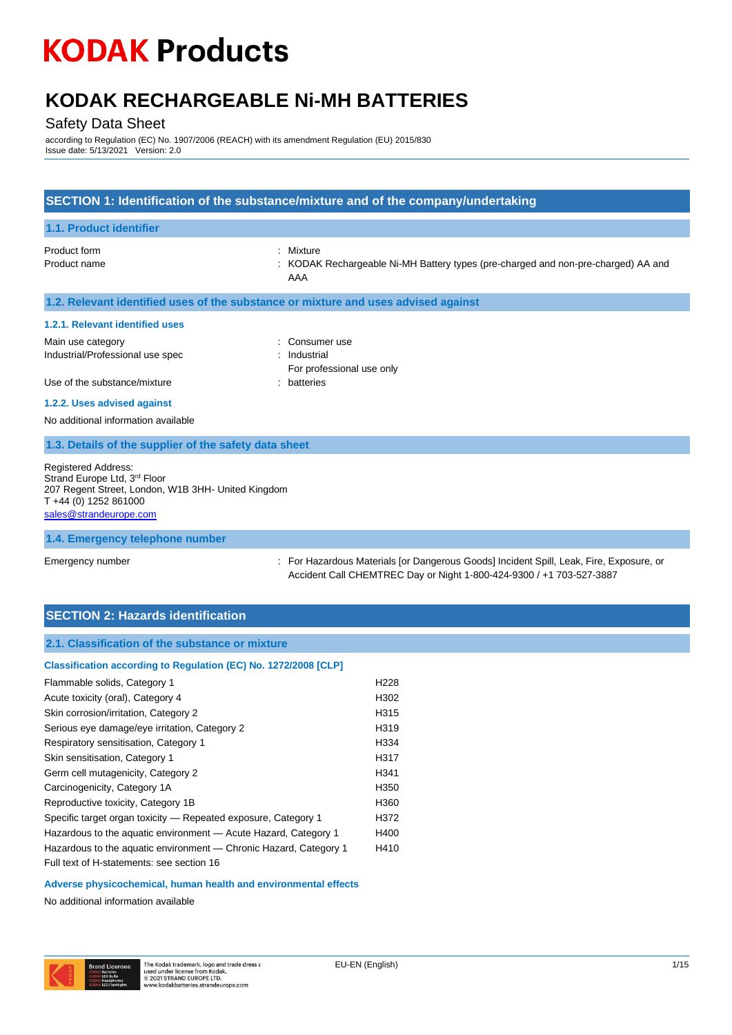# KODAK Products

# KODAK RECHARGEABLE Ni-MH BATTERIES

Safety Data Sheet

according to Regulation (EC) No. 1907/2006 (REACH) with its amendment Regulation (EU) 2015/830
Issue date: 5/13/2021 Version: 2.0

## SECTION 1: Identification of the substance/mixture and of the company/undertaking

### 1.1. Product identifier

Product form : Mixture
Product name : KODAK Rechargeable Ni-MH Battery types (pre-charged and non-pre-charged) AA and AAA

### 1.2. Relevant identified uses of the substance or mixture and uses advised against

#### 1.2.1. Relevant identified uses

Main use category : Consumer use
Industrial/Professional use spec : Industrial
For professional use only
Use of the substance/mixture : batteries

#### 1.2.2. Uses advised against

No additional information available

### 1.3. Details of the supplier of the safety data sheet

Registered Address:
Strand Europe Ltd, 3rd Floor
207 Regent Street, London, W1B 3HH- United Kingdom
T +44 (0) 1252 861000
sales@strandeurope.com

### 1.4. Emergency telephone number

Emergency number : For Hazardous Materials [or Dangerous Goods] Incident Spill, Leak, Fire, Exposure, or Accident Call CHEMTREC Day or Night 1-800-424-9300 / +1 703-527-3887

## SECTION 2: Hazards identification

### 2.1. Classification of the substance or mixture

#### Classification according to Regulation (EC) No. 1272/2008 [CLP]

| | |
|---|---|
| Flammable solids, Category 1 | H228 |
| Acute toxicity (oral), Category 4 | H302 |
| Skin corrosion/irritation, Category 2 | H315 |
| Serious eye damage/eye irritation, Category 2 | H319 |
| Respiratory sensitisation, Category 1 | H334 |
| Skin sensitisation, Category 1 | H317 |
| Germ cell mutagenicity, Category 2 | H341 |
| Carcinogenicity, Category 1A | H350 |
| Reproductive toxicity, Category 1B | H360 |
| Specific target organ toxicity — Repeated exposure, Category 1 | H372 |
| Hazardous to the aquatic environment — Acute Hazard, Category 1 | H400 |
| Hazardous to the aquatic environment — Chronic Hazard, Category 1 | H410 |

Full text of H-statements: see section 16

#### Adverse physicochemical, human health and environmental effects

No additional information available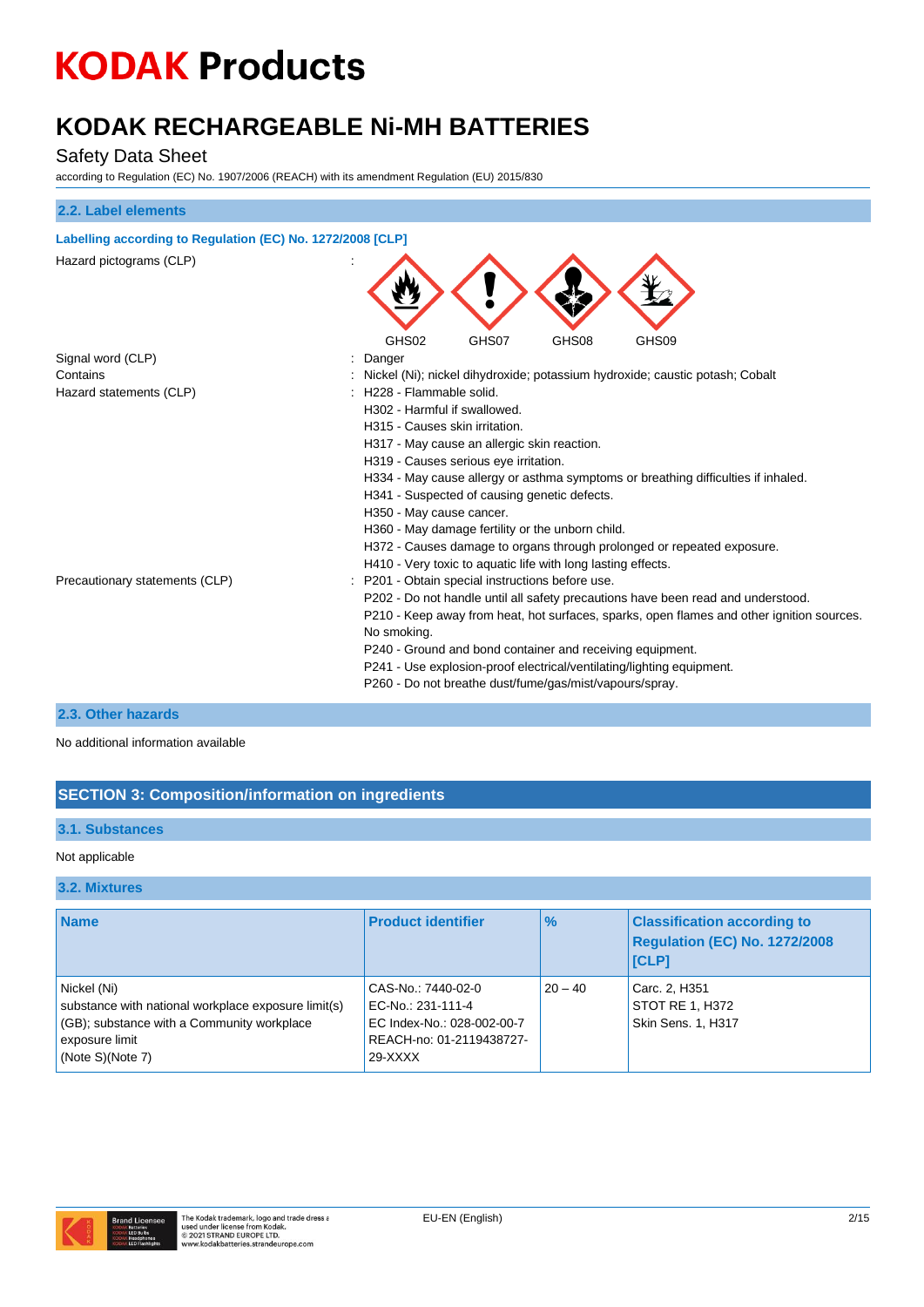### 2.2. Label elements

**Labelling according to Regulation (EC) No. 1272/2008 [CLP]**

| | | |
|---|---|---|
| Hazard pictograms (CLP) | : | GHS02 GHS07 GHS08 GHS09 |
| Signal word (CLP) | : | Danger |
| Contains | : | Nickel (Ni); nickel dihydroxide; potassium hydroxide; caustic potash; Cobalt |
| Hazard statements (CLP) | : | H228 - Flammable solid.<br>H302 - Harmful if swallowed.<br>H315 - Causes skin irritation.<br>H317 - May cause an allergic skin reaction.<br>H319 - Causes serious eye irritation.<br>H334 - May cause allergy or asthma symptoms or breathing difficulties if inhaled.<br>H341 - Suspected of causing genetic defects.<br>H350 - May cause cancer.<br>H360 - May damage fertility or the unborn child.<br>H372 - Causes damage to organs through prolonged or repeated exposure.<br>H410 - Very toxic to aquatic life with long lasting effects. |
| Precautionary statements (CLP) | : | P201 - Obtain special instructions before use.<br>P202 - Do not handle until all safety precautions have been read and understood.<br>P210 - Keep away from heat, hot surfaces, sparks, open flames and other ignition sources. No smoking.<br>P240 - Ground and bond container and receiving equipment.<br>P241 - Use explosion-proof electrical/ventilating/lighting equipment.<br>P260 - Do not breathe dust/fume/gas/mist/vapours/spray. |

### 2.3. Other hazards

No additional information available

## SECTION 3: Composition/information on ingredients

### 3.1. Substances

Not applicable

### 3.2. Mixtures

| Name | Product identifier | % | Classification according to Regulation (EC) No. 1272/2008 [CLP] |
|---|---|---|---|
| Nickel (Ni)<br>substance with national workplace exposure limit(s) (GB); substance with a Community workplace exposure limit<br>(Note S)(Note 7) | CAS-No.: 7440-02-0<br>EC-No.: 231-111-4<br>EC Index-No.: 028-002-00-7<br>REACH-no: 01-2119438727-29-XXXX | 20 – 40 | Carc. 2, H351<br>STOT RE 1, H372<br>Skin Sens. 1, H317 |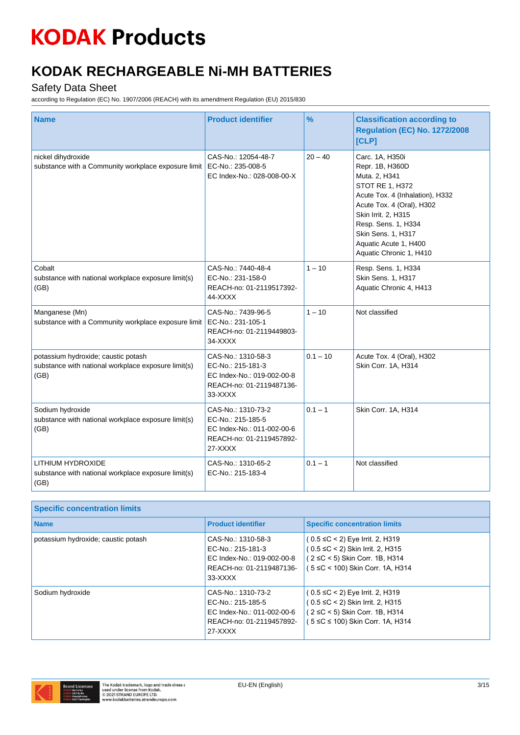# KODAK Products

## KODAK RECHARGEABLE Ni-MH BATTERIES

Safety Data Sheet

according to Regulation (EC) No. 1907/2006 (REACH) with its amendment Regulation (EU) 2015/830

| Name | Product identifier | % | Classification according to Regulation (EC) No. 1272/2008 [CLP] |
|---|---|---|---|
| nickel dihydroxide<br>substance with a Community workplace exposure limit | CAS-No.: 12054-48-7<br>EC-No.: 235-008-5<br>EC Index-No.: 028-008-00-X | 20 – 40 | Carc. 1A, H350i<br>Repr. 1B, H360D<br>Muta. 2, H341<br>STOT RE 1, H372<br>Acute Tox. 4 (Inhalation), H332<br>Acute Tox. 4 (Oral), H302<br>Skin Irrit. 2, H315<br>Resp. Sens. 1, H334<br>Skin Sens. 1, H317<br>Aquatic Acute 1, H400<br>Aquatic Chronic 1, H410 |
| Cobalt<br>substance with national workplace exposure limit(s) (GB) | CAS-No.: 7440-48-4<br>EC-No.: 231-158-0<br>REACH-no: 01-2119517392-44-XXXX | 1 – 10 | Resp. Sens. 1, H334<br>Skin Sens. 1, H317<br>Aquatic Chronic 4, H413 |
| Manganese (Mn)<br>substance with a Community workplace exposure limit | CAS-No.: 7439-96-5<br>EC-No.: 231-105-1<br>REACH-no: 01-2119449803-34-XXXX | 1 – 10 | Not classified |
| potassium hydroxide; caustic potash<br>substance with national workplace exposure limit(s) (GB) | CAS-No.: 1310-58-3<br>EC-No.: 215-181-3<br>EC Index-No.: 019-002-00-8<br>REACH-no: 01-2119487136-33-XXXX | 0.1 – 10 | Acute Tox. 4 (Oral), H302<br>Skin Corr. 1A, H314 |
| Sodium hydroxide<br>substance with national workplace exposure limit(s) (GB) | CAS-No.: 1310-73-2<br>EC-No.: 215-185-5<br>EC Index-No.: 011-002-00-6<br>REACH-no: 01-2119457892-27-XXXX | 0.1 – 1 | Skin Corr. 1A, H314 |
| LITHIUM HYDROXIDE<br>substance with national workplace exposure limit(s) (GB) | CAS-No.: 1310-65-2<br>EC-No.: 215-183-4 | 0.1 – 1 | Not classified |

| Specific concentration limits | | |
|---|---|---|
| **Name** | **Product identifier** | **Specific concentration limits** |
| potassium hydroxide; caustic potash | CAS-No.: 1310-58-3<br>EC-No.: 215-181-3<br>EC Index-No.: 019-002-00-8<br>REACH-no: 01-2119487136-33-XXXX | ( 0.5 ≤C < 2) Eye Irrit. 2, H319<br>( 0.5 ≤C < 2) Skin Irrit. 2, H315<br>( 2 ≤C < 5) Skin Corr. 1B, H314<br>( 5 ≤C < 100) Skin Corr. 1A, H314 |
| Sodium hydroxide | CAS-No.: 1310-73-2<br>EC-No.: 215-185-5<br>EC Index-No.: 011-002-00-6<br>REACH-no: 01-2119457892-27-XXXX | ( 0.5 ≤C < 2) Eye Irrit. 2, H319<br>( 0.5 ≤C < 2) Skin Irrit. 2, H315<br>( 2 ≤C < 5) Skin Corr. 1B, H314<br>( 5 ≤C ≤ 100) Skin Corr. 1A, H314 |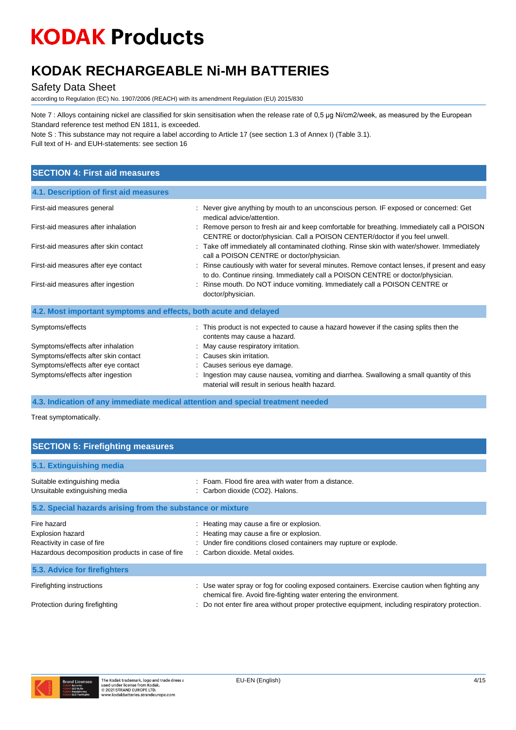Note 7 : Alloys containing nickel are classified for skin sensitisation when the release rate of 0,5 µg Ni/cm2/week, as measured by the European Standard reference test method EN 1811, is exceeded.
Note S : This substance may not require a label according to Article 17 (see section 1.3 of Annex I) (Table 3.1).
Full text of H- and EUH-statements: see section 16

## SECTION 4: First aid measures

### 4.1. Description of first aid measures

| | |
|---|---|
| First-aid measures general | : Never give anything by mouth to an unconscious person. IF exposed or concerned: Get medical advice/attention. |
| First-aid measures after inhalation | : Remove person to fresh air and keep comfortable for breathing. Immediately call a POISON CENTRE or doctor/physician. Call a POISON CENTER/doctor if you feel unwell. |
| First-aid measures after skin contact | : Take off immediately all contaminated clothing. Rinse skin with water/shower. Immediately call a POISON CENTRE or doctor/physician. |
| First-aid measures after eye contact | : Rinse cautiously with water for several minutes. Remove contact lenses, if present and easy to do. Continue rinsing. Immediately call a POISON CENTRE or doctor/physician. |
| First-aid measures after ingestion | : Rinse mouth. Do NOT induce vomiting. Immediately call a POISON CENTRE or doctor/physician. |

### 4.2. Most important symptoms and effects, both acute and delayed

| | |
|---|---|
| Symptoms/effects | : This product is not expected to cause a hazard however if the casing splits then the contents may cause a hazard. |
| Symptoms/effects after inhalation | : May cause respiratory irritation. |
| Symptoms/effects after skin contact | : Causes skin irritation. |
| Symptoms/effects after eye contact | : Causes serious eye damage. |
| Symptoms/effects after ingestion | : Ingestion may cause nausea, vomiting and diarrhea. Swallowing a small quantity of this material will result in serious health hazard. |

### 4.3. Indication of any immediate medical attention and special treatment needed

Treat symptomatically.

## SECTION 5: Firefighting measures

### 5.1. Extinguishing media

| | |
|---|---|
| Suitable extinguishing media | : Foam. Flood fire area with water from a distance. |
| Unsuitable extinguishing media | : Carbon dioxide ($CO_2$). Halons. |

### 5.2. Special hazards arising from the substance or mixture

| | |
|---|---|
| Fire hazard | : Heating may cause a fire or explosion. |
| Explosion hazard | : Heating may cause a fire or explosion. |
| Reactivity in case of fire | : Under fire conditions closed containers may rupture or explode. |
| Hazardous decomposition products in case of fire | : Carbon dioxide. Metal oxides. |

### 5.3. Advice for firefighters

| | |
|---|---|
| Firefighting instructions | : Use water spray or fog for cooling exposed containers. Exercise caution when fighting any chemical fire. Avoid fire-fighting water entering the environment. |
| Protection during firefighting | : Do not enter fire area without proper protective equipment, including respiratory protection. |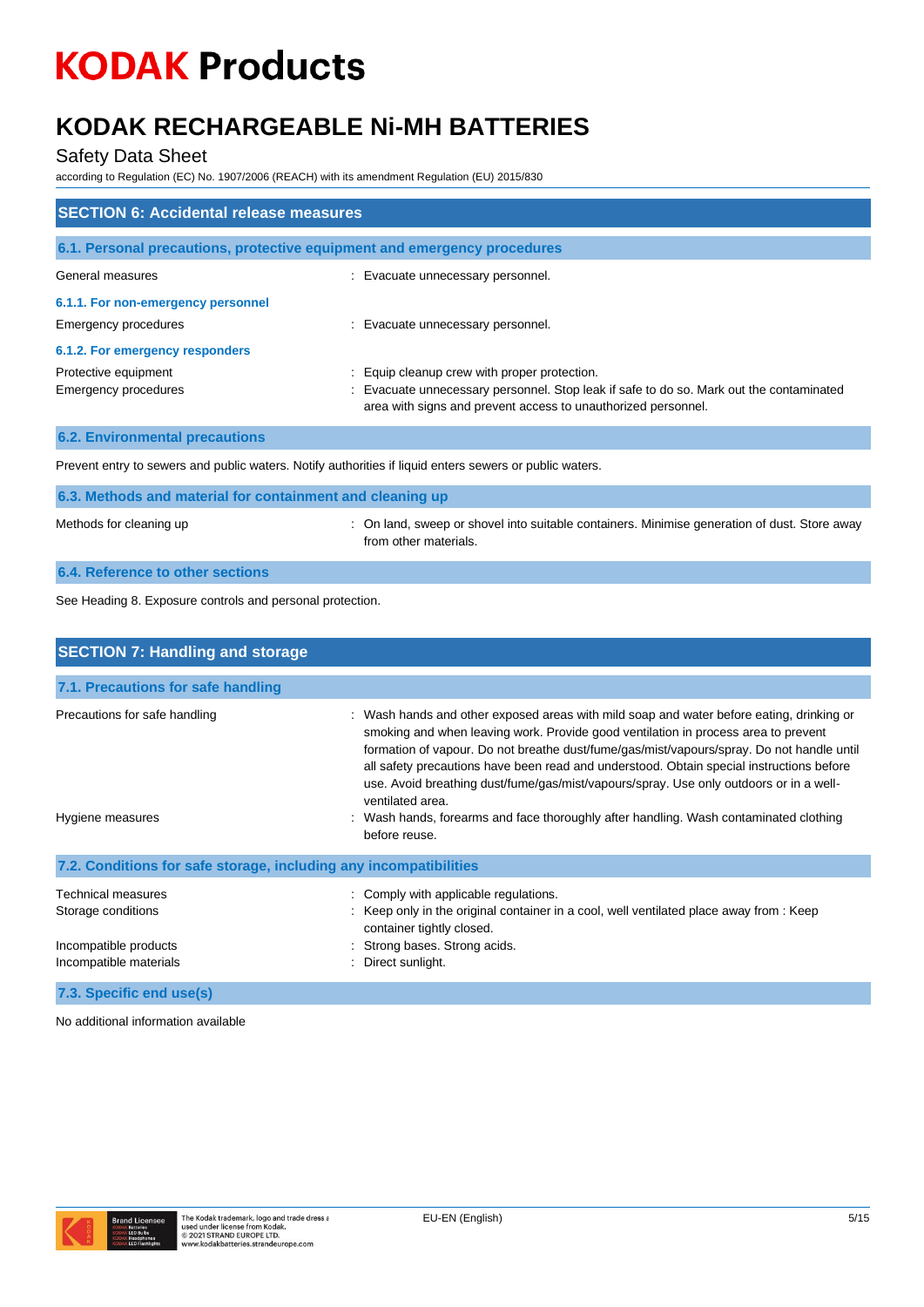## SECTION 6: Accidental release measures

### 6.1. Personal precautions, protective equipment and emergency procedures

General measures : Evacuate unnecessary personnel.

#### 6.1.1. For non-emergency personnel

Emergency procedures : Evacuate unnecessary personnel.

#### 6.1.2. For emergency responders

Protective equipment : Equip cleanup crew with proper protection.

Emergency procedures : Evacuate unnecessary personnel. Stop leak if safe to do so. Mark out the contaminated area with signs and prevent access to unauthorized personnel.

### 6.2. Environmental precautions

Prevent entry to sewers and public waters. Notify authorities if liquid enters sewers or public waters.

### 6.3. Methods and material for containment and cleaning up

Methods for cleaning up : On land, sweep or shovel into suitable containers. Minimise generation of dust. Store away from other materials.

### 6.4. Reference to other sections

See Heading 8. Exposure controls and personal protection.

## SECTION 7: Handling and storage

### 7.1. Precautions for safe handling

Precautions for safe handling : Wash hands and other exposed areas with mild soap and water before eating, drinking or smoking and when leaving work. Provide good ventilation in process area to prevent formation of vapour. Do not breathe dust/fume/gas/mist/vapours/spray. Do not handle until all safety precautions have been read and understood. Obtain special instructions before use. Avoid breathing dust/fume/gas/mist/vapours/spray. Use only outdoors or in a well-ventilated area.

Hygiene measures : Wash hands, forearms and face thoroughly after handling. Wash contaminated clothing before reuse.

### 7.2. Conditions for safe storage, including any incompatibilities

Technical measures : Comply with applicable regulations.

Storage conditions : Keep only in the original container in a cool, well ventilated place away from : Keep container tightly closed.

Incompatible products : Strong bases. Strong acids.

Incompatible materials : Direct sunlight.

### 7.3. Specific end use(s)

No additional information available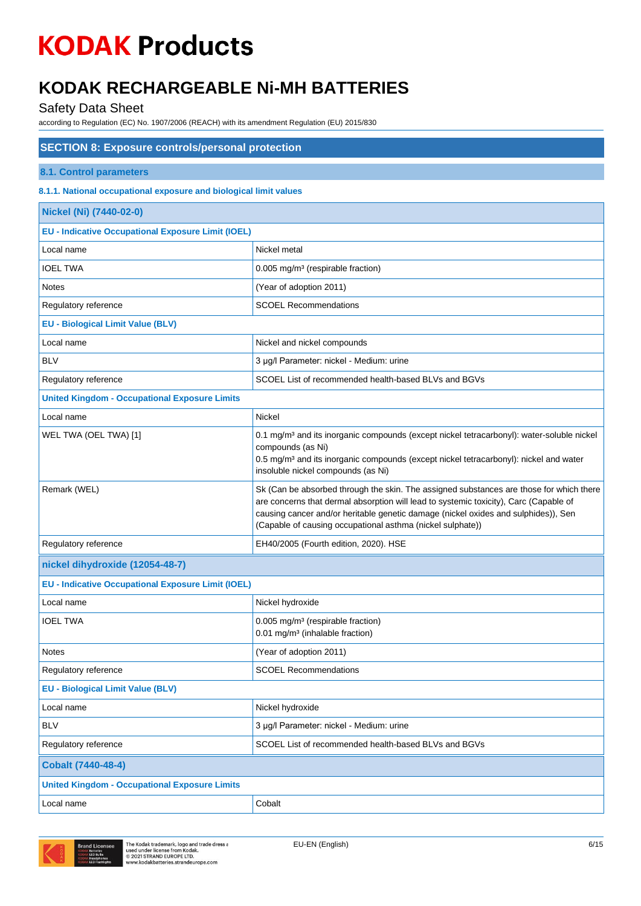# KODAK Products

# KODAK RECHARGEABLE Ni-MH BATTERIES

Safety Data Sheet

according to Regulation (EC) No. 1907/2006 (REACH) with its amendment Regulation (EU) 2015/830

## SECTION 8: Exposure controls/personal protection

### 8.1. Control parameters

#### 8.1.1. National occupational exposure and biological limit values

| Nickel (Ni) (7440-02-0) | |
|---|---|
| **EU - Indicative Occupational Exposure Limit (IOEL)** | |
| Local name | Nickel metal |
| IOEL TWA | 0.005 mg/m³ (respirable fraction) |
| Notes | (Year of adoption 2011) |
| Regulatory reference | SCOEL Recommendations |
| **EU - Biological Limit Value (BLV)** | |
| Local name | Nickel and nickel compounds |
| BLV | 3 µg/l Parameter: nickel - Medium: urine |
| Regulatory reference | SCOEL List of recommended health-based BLVs and BGVs |
| **United Kingdom - Occupational Exposure Limits** | |
| Local name | Nickel |
| WEL TWA (OEL TWA) [1] | 0.1 mg/m³ and its inorganic compounds (except nickel tetracarbonyl): water-soluble nickel compounds (as Ni)<br>0.5 mg/m³ and its inorganic compounds (except nickel tetracarbonyl): nickel and water insoluble nickel compounds (as Ni) |
| Remark (WEL) | Sk (Can be absorbed through the skin. The assigned substances are those for which there are concerns that dermal absorption will lead to systemic toxicity), Carc (Capable of causing cancer and/or heritable genetic damage (nickel oxides and sulphides)), Sen (Capable of causing occupational asthma (nickel sulphate)) |
| Regulatory reference | EH40/2005 (Fourth edition, 2020). HSE |

| nickel dihydroxide (12054-48-7) | |
|---|---|
| **EU - Indicative Occupational Exposure Limit (IOEL)** | |
| Local name | Nickel hydroxide |
| IOEL TWA | 0.005 mg/m³ (respirable fraction)<br>0.01 mg/m³ (inhalable fraction) |
| Notes | (Year of adoption 2011) |
| Regulatory reference | SCOEL Recommendations |
| **EU - Biological Limit Value (BLV)** | |
| Local name | Nickel hydroxide |
| BLV | 3 µg/l Parameter: nickel - Medium: urine |
| Regulatory reference | SCOEL List of recommended health-based BLVs and BGVs |

| Cobalt (7440-48-4) | |
|---|---|
| **United Kingdom - Occupational Exposure Limits** | |
| Local name | Cobalt |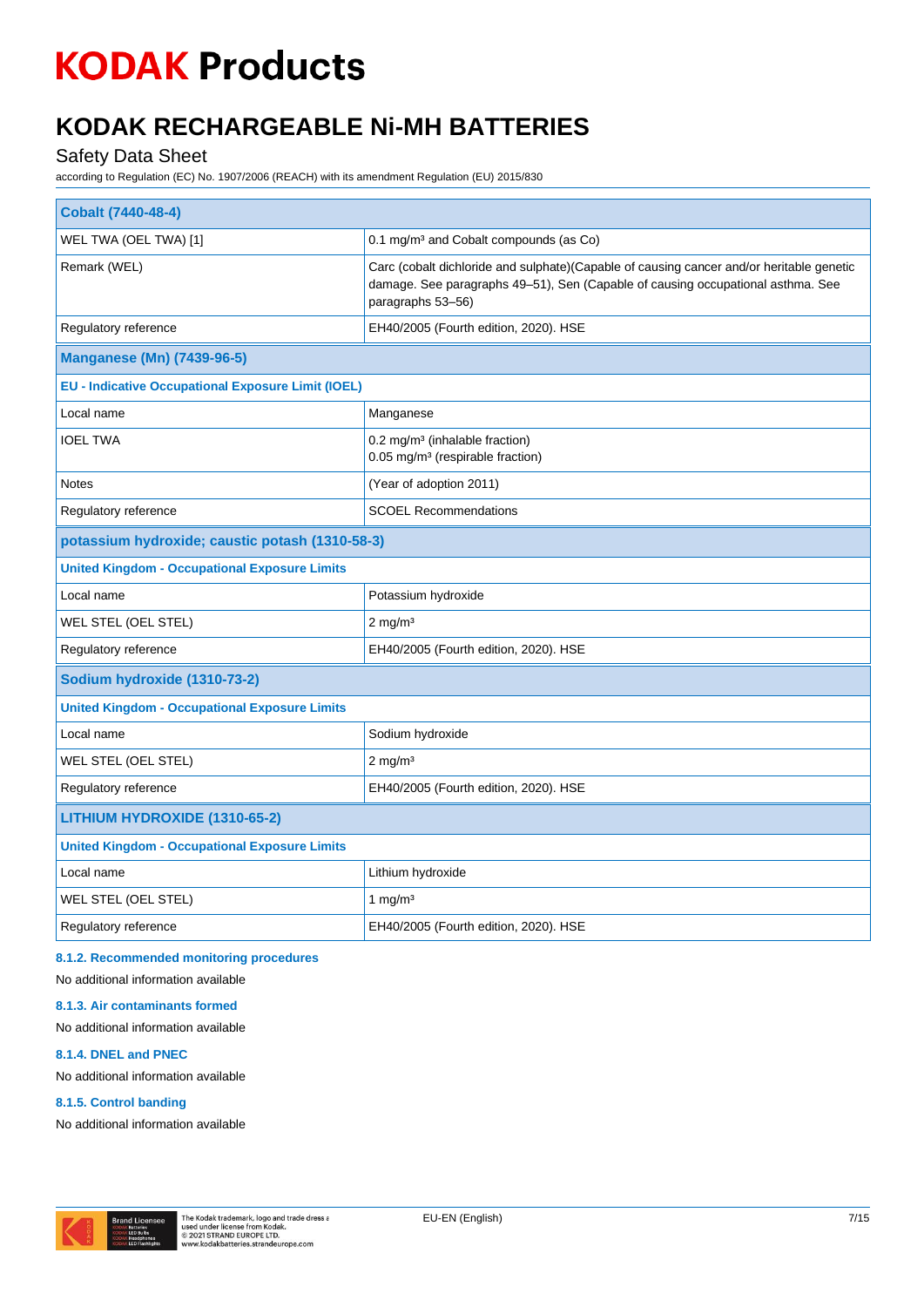| Cobalt (7440-48-4) | |
|---|---|
| WEL TWA (OEL TWA) [1] | 0.1 mg/m³ and Cobalt compounds (as Co) |
| Remark (WEL) | Carc (cobalt dichloride and sulphate)(Capable of causing cancer and/or heritable genetic damage. See paragraphs 49–51), Sen (Capable of causing occupational asthma. See paragraphs 53–56) |
| Regulatory reference | EH40/2005 (Fourth edition, 2020). HSE |

| Manganese (Mn) (7439-96-5) | |
|---|---|
| **EU - Indicative Occupational Exposure Limit (IOEL)** | |
| Local name | Manganese |
| IOEL TWA | 0.2 mg/m³ (inhalable fraction)<br>0.05 mg/m³ (respirable fraction) |
| Notes | (Year of adoption 2011) |
| Regulatory reference | SCOEL Recommendations |

| potassium hydroxide; caustic potash (1310-58-3) | |
|---|---|
| **United Kingdom - Occupational Exposure Limits** | |
| Local name | Potassium hydroxide |
| WEL STEL (OEL STEL) | 2 mg/m³ |
| Regulatory reference | EH40/2005 (Fourth edition, 2020). HSE |

| Sodium hydroxide (1310-73-2) | |
|---|---|
| **United Kingdom - Occupational Exposure Limits** | |
| Local name | Sodium hydroxide |
| WEL STEL (OEL STEL) | 2 mg/m³ |
| Regulatory reference | EH40/2005 (Fourth edition, 2020). HSE |

| LITHIUM HYDROXIDE (1310-65-2) | |
|---|---|
| **United Kingdom - Occupational Exposure Limits** | |
| Local name | Lithium hydroxide |
| WEL STEL (OEL STEL) | 1 mg/m³ |
| Regulatory reference | EH40/2005 (Fourth edition, 2020). HSE |

#### 8.1.2. Recommended monitoring procedures

No additional information available

#### 8.1.3. Air contaminants formed

No additional information available

#### 8.1.4. DNEL and PNEC

No additional information available

#### 8.1.5. Control banding

No additional information available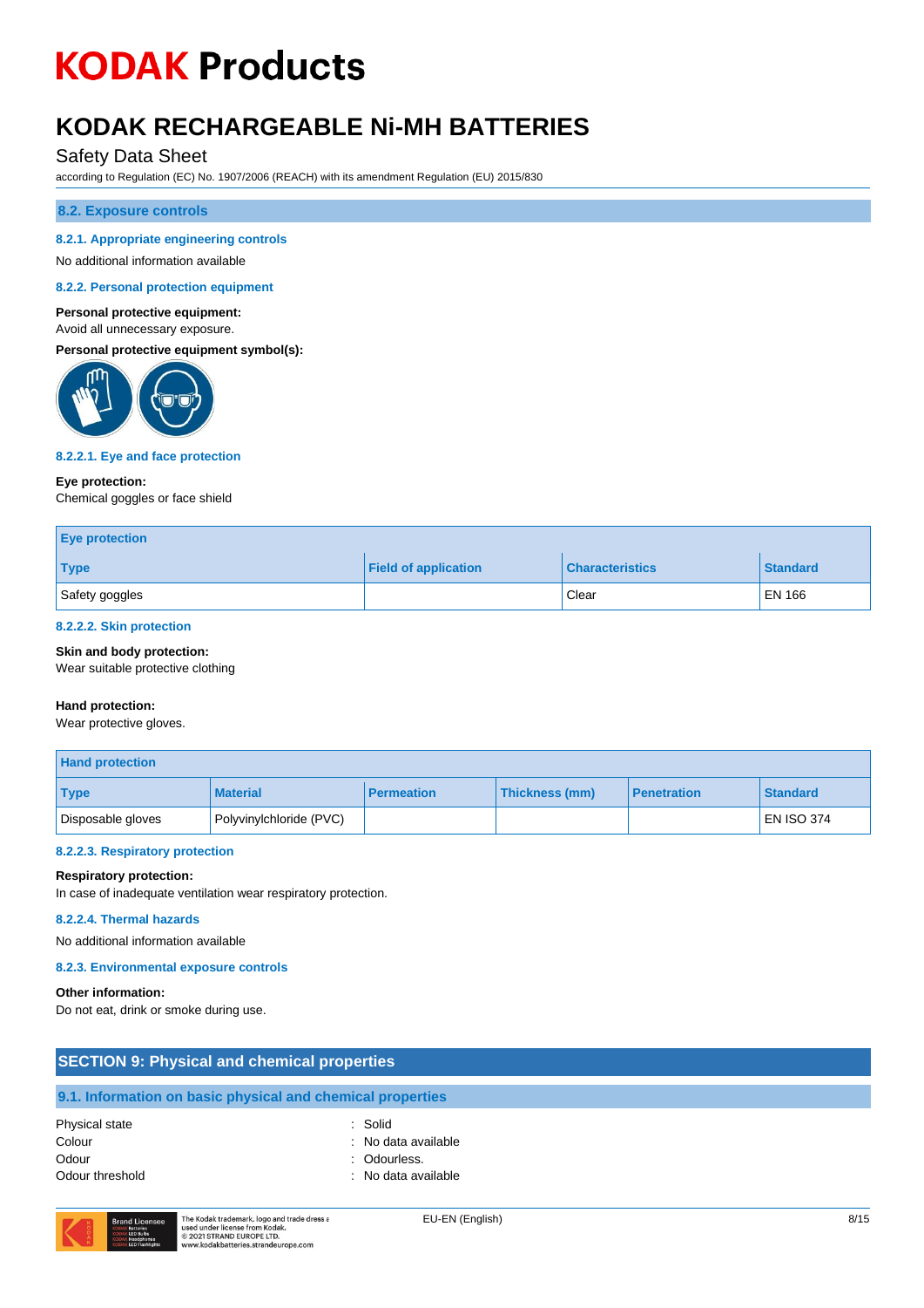### 8.2. Exposure controls

#### 8.2.1. Appropriate engineering controls

No additional information available

#### 8.2.2. Personal protection equipment

**Personal protective equipment:**
Avoid all unnecessary exposure.

**Personal protective equipment symbol(s):**

##### 8.2.2.1. Eye and face protection

**Eye protection:**
Chemical goggles or face shield

| Eye protection | | | |
|---|---|---|---|
| **Type** | **Field of application** | **Characteristics** | **Standard** |
| Safety goggles | | Clear | EN 166 |

##### 8.2.2.2. Skin protection

**Skin and body protection:**
Wear suitable protective clothing

**Hand protection:**
Wear protective gloves.

| Hand protection | | | | | |
|---|---|---|---|---|---|
| **Type** | **Material** | **Permeation** | **Thickness (mm)** | **Penetration** | **Standard** |
| Disposable gloves | Polyvinylchloride (PVC) | | | | EN ISO 374 |

##### 8.2.2.3. Respiratory protection

**Respiratory protection:**
In case of inadequate ventilation wear respiratory protection.

##### 8.2.2.4. Thermal hazards

No additional information available

#### 8.2.3. Environmental exposure controls

**Other information:**
Do not eat, drink or smoke during use.

## SECTION 9: Physical and chemical properties

### 9.1. Information on basic physical and chemical properties

| | |
|---|---|
| Physical state | : Solid |
| Colour | : No data available |
| Odour | : Odourless. |
| Odour threshold | : No data available |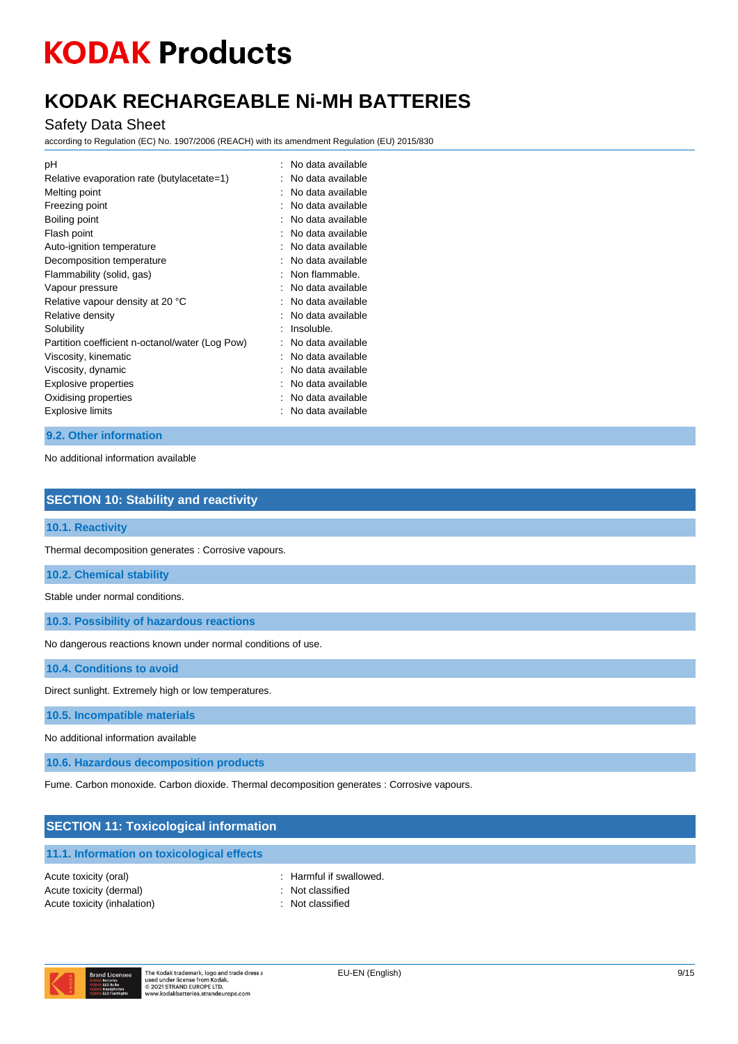| | |
|---|---|
| pH | : No data available |
| Relative evaporation rate (butylacetate=1) | : No data available |
| Melting point | : No data available |
| Freezing point | : No data available |
| Boiling point | : No data available |
| Flash point | : No data available |
| Auto-ignition temperature | : No data available |
| Decomposition temperature | : No data available |
| Flammability (solid, gas) | : Non flammable. |
| Vapour pressure | : No data available |
| Relative vapour density at 20 °C | : No data available |
| Relative density | : No data available |
| Solubility | : Insoluble. |
| Partition coefficient n-octanol/water (Log Pow) | : No data available |
| Viscosity, kinematic | : No data available |
| Viscosity, dynamic | : No data available |
| Explosive properties | : No data available |
| Oxidising properties | : No data available |
| Explosive limits | : No data available |

### 9.2. Other information

No additional information available

## SECTION 10: Stability and reactivity

### 10.1. Reactivity

Thermal decomposition generates : Corrosive vapours.

### 10.2. Chemical stability

Stable under normal conditions.

### 10.3. Possibility of hazardous reactions

No dangerous reactions known under normal conditions of use.

### 10.4. Conditions to avoid

Direct sunlight. Extremely high or low temperatures.

### 10.5. Incompatible materials

No additional information available

### 10.6. Hazardous decomposition products

Fume. Carbon monoxide. Carbon dioxide. Thermal decomposition generates : Corrosive vapours.

## SECTION 11: Toxicological information

### 11.1. Information on toxicological effects

| | |
|---|---|
| Acute toxicity (oral) | : Harmful if swallowed. |
| Acute toxicity (dermal) | : Not classified |
| Acute toxicity (inhalation) | : Not classified |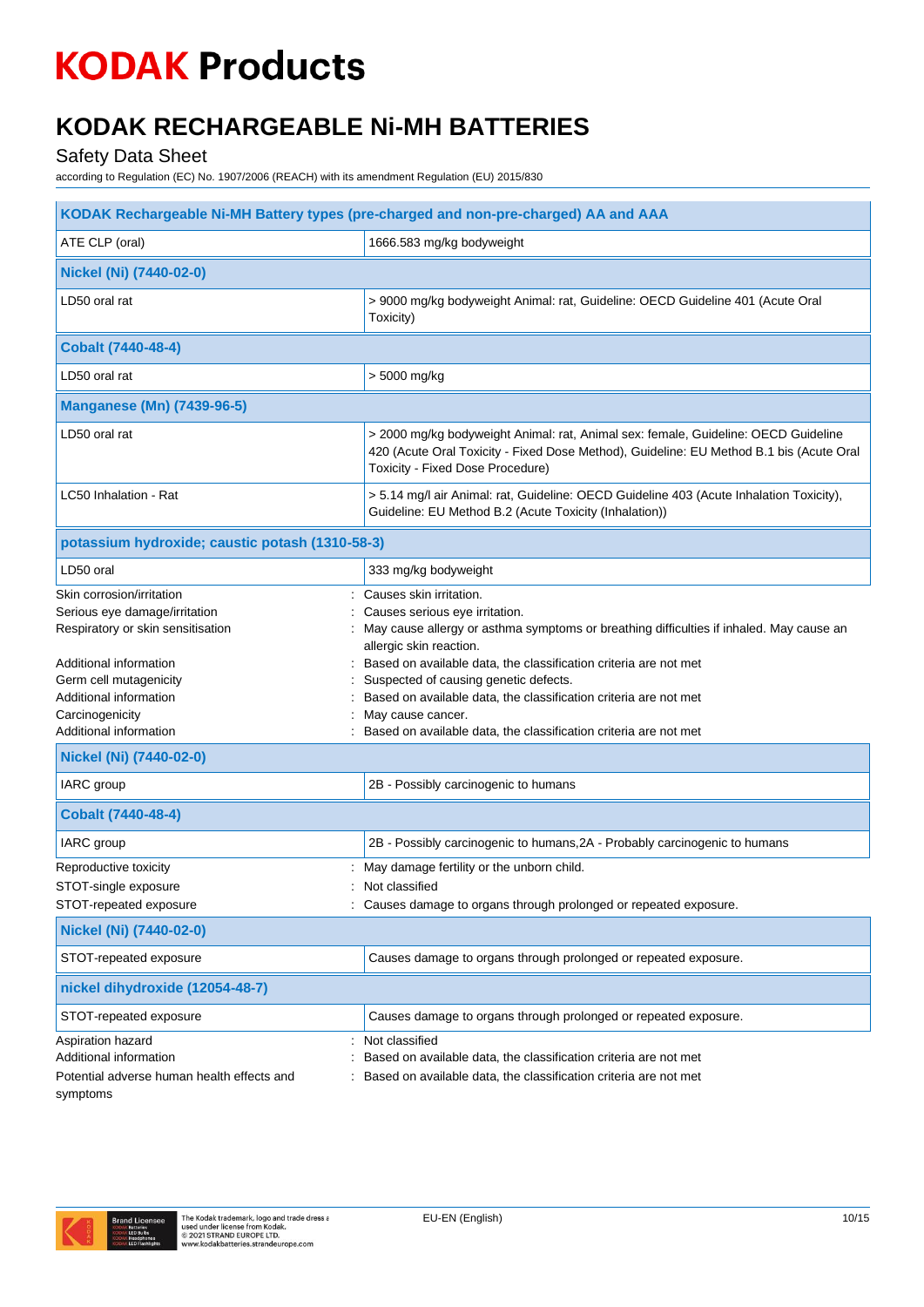| KODAK Rechargeable Ni-MH Battery types (pre-charged and non-pre-charged) AA and AAA | |
|---|---|
| ATE CLP (oral) | 1666.583 mg/kg bodyweight |
| **Nickel (Ni) (7440-02-0)** | |
| LD50 oral rat | > 9000 mg/kg bodyweight Animal: rat, Guideline: OECD Guideline 401 (Acute Oral Toxicity) |
| **Cobalt (7440-48-4)** | |
| LD50 oral rat | > 5000 mg/kg |
| **Manganese (Mn) (7439-96-5)** | |
| LD50 oral rat | > 2000 mg/kg bodyweight Animal: rat, Animal sex: female, Guideline: OECD Guideline 420 (Acute Oral Toxicity - Fixed Dose Method), Guideline: EU Method B.1 bis (Acute Oral Toxicity - Fixed Dose Procedure) |
| LC50 Inhalation - Rat | > 5.14 mg/l air Animal: rat, Guideline: OECD Guideline 403 (Acute Inhalation Toxicity), Guideline: EU Method B.2 (Acute Toxicity (Inhalation)) |
| **potassium hydroxide; caustic potash (1310-58-3)** | |
| LD50 oral | 333 mg/kg bodyweight |

Skin corrosion/irritation : Causes skin irritation.
Serious eye damage/irritation : Causes serious eye irritation.
Respiratory or skin sensitisation : May cause allergy or asthma symptoms or breathing difficulties if inhaled. May cause an allergic skin reaction.
Additional information : Based on available data, the classification criteria are not met
Germ cell mutagenicity : Suspected of causing genetic defects.
Additional information : Based on available data, the classification criteria are not met
Carcinogenicity : May cause cancer.
Additional information : Based on available data, the classification criteria are not met

| Nickel (Ni) (7440-02-0) | |
|---|---|
| IARC group | 2B - Possibly carcinogenic to humans |
| **Cobalt (7440-48-4)** | |
| IARC group | 2B - Possibly carcinogenic to humans,2A - Probably carcinogenic to humans |

Reproductive toxicity : May damage fertility or the unborn child.
STOT-single exposure : Not classified
STOT-repeated exposure : Causes damage to organs through prolonged or repeated exposure.

| Nickel (Ni) (7440-02-0) | |
|---|---|
| STOT-repeated exposure | Causes damage to organs through prolonged or repeated exposure. |
| **nickel dihydroxide (12054-48-7)** | |
| STOT-repeated exposure | Causes damage to organs through prolonged or repeated exposure. |

Aspiration hazard : Not classified
Additional information : Based on available data, the classification criteria are not met
Potential adverse human health effects and symptoms : Based on available data, the classification criteria are not met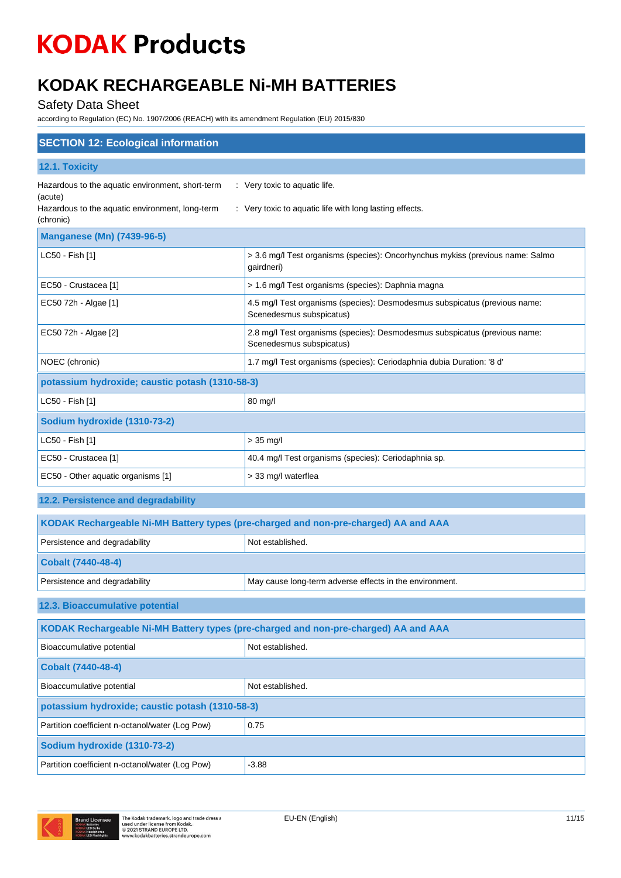# KODAK Products

# KODAK RECHARGEABLE Ni-MH BATTERIES

Safety Data Sheet

according to Regulation (EC) No. 1907/2006 (REACH) with its amendment Regulation (EU) 2015/830

## SECTION 12: Ecological information

### 12.1. Toxicity

Hazardous to the aquatic environment, short-term (acute) : Very toxic to aquatic life.

Hazardous to the aquatic environment, long-term (chronic) : Very toxic to aquatic life with long lasting effects.

| Manganese (Mn) (7439-96-5) | |
|---|---|
| LC50 - Fish [1] | > 3.6 mg/l Test organisms (species): Oncorhynchus mykiss (previous name: Salmo gairdneri) |
| EC50 - Crustacea [1] | > 1.6 mg/l Test organisms (species): Daphnia magna |
| EC50 72h - Algae [1] | 4.5 mg/l Test organisms (species): Desmodesmus subspicatus (previous name: Scenedesmus subspicatus) |
| EC50 72h - Algae [2] | 2.8 mg/l Test organisms (species): Desmodesmus subspicatus (previous name: Scenedesmus subspicatus) |
| NOEC (chronic) | 1.7 mg/l Test organisms (species): Ceriodaphnia dubia Duration: '8 d' |
| **potassium hydroxide; caustic potash (1310-58-3)** | |
| LC50 - Fish [1] | 80 mg/l |
| **Sodium hydroxide (1310-73-2)** | |
| LC50 - Fish [1] | > 35 mg/l |
| EC50 - Crustacea [1] | 40.4 mg/l Test organisms (species): Ceriodaphnia sp. |
| EC50 - Other aquatic organisms [1] | > 33 mg/l waterflea |

### 12.2. Persistence and degradability

| KODAK Rechargeable Ni-MH Battery types (pre-charged and non-pre-charged) AA and AAA | |
|---|---|
| Persistence and degradability | Not established. |
| **Cobalt (7440-48-4)** | |
| Persistence and degradability | May cause long-term adverse effects in the environment. |

### 12.3. Bioaccumulative potential

| KODAK Rechargeable Ni-MH Battery types (pre-charged and non-pre-charged) AA and AAA | |
|---|---|
| Bioaccumulative potential | Not established. |
| **Cobalt (7440-48-4)** | |
| Bioaccumulative potential | Not established. |
| **potassium hydroxide; caustic potash (1310-58-3)** | |
| Partition coefficient n-octanol/water (Log Pow) | 0.75 |
| **Sodium hydroxide (1310-73-2)** | |
| Partition coefficient n-octanol/water (Log Pow) | -3.88 |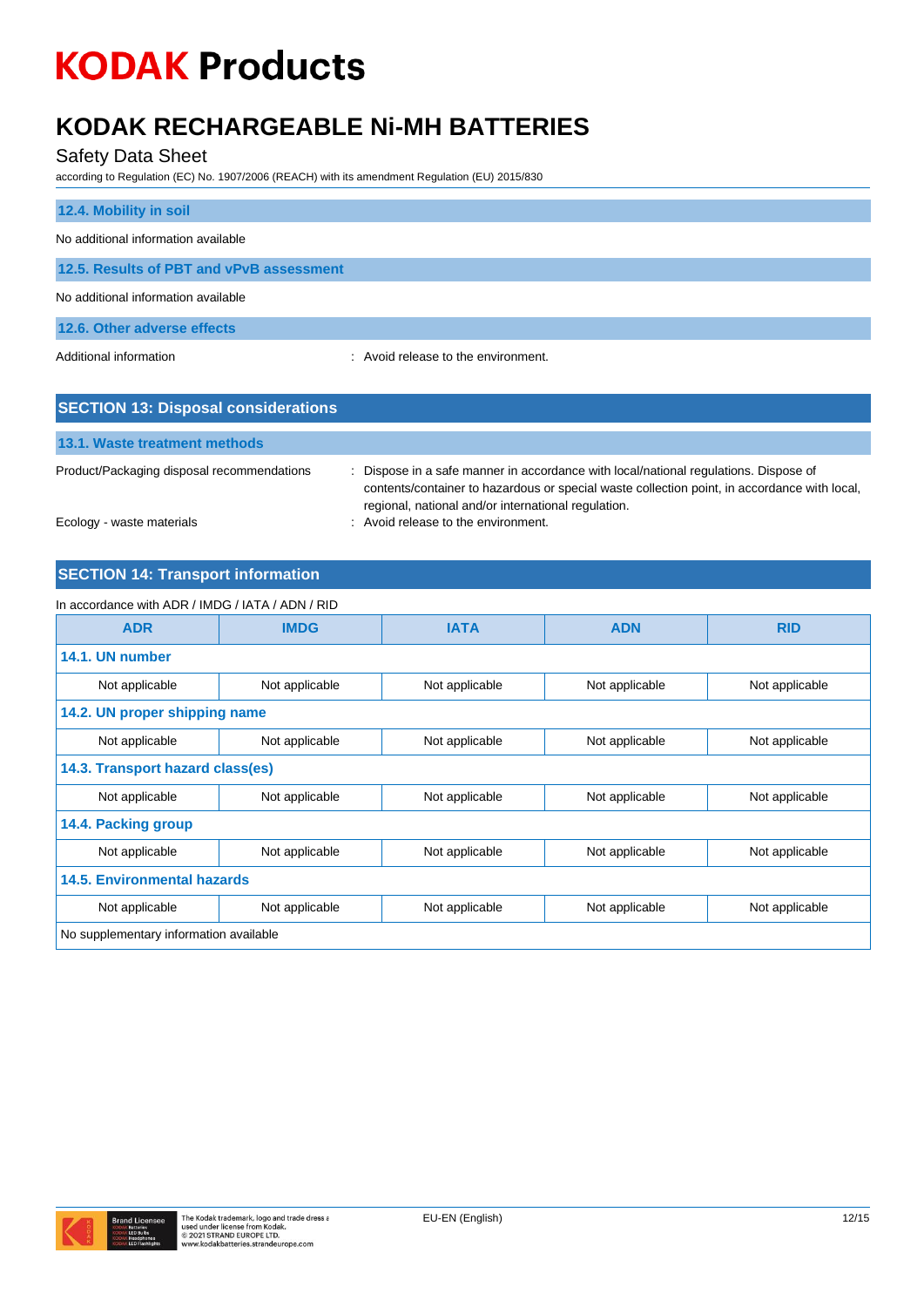### 12.4. Mobility in soil

No additional information available

### 12.5. Results of PBT and vPvB assessment

No additional information available

### 12.6. Other adverse effects

Additional information : Avoid release to the environment.

## SECTION 13: Disposal considerations

### 13.1. Waste treatment methods

Product/Packaging disposal recommendations : Dispose in a safe manner in accordance with local/national regulations. Dispose of contents/container to hazardous or special waste collection point, in accordance with local, regional, national and/or international regulation.

Ecology - waste materials : Avoid release to the environment.

## SECTION 14: Transport information

In accordance with ADR / IMDG / IATA / ADN / RID

| ADR | IMDG | IATA | ADN | RID |
|---|---|---|---|---|
| **14.1. UN number** | | | | |
| Not applicable | Not applicable | Not applicable | Not applicable | Not applicable |
| **14.2. UN proper shipping name** | | | | |
| Not applicable | Not applicable | Not applicable | Not applicable | Not applicable |
| **14.3. Transport hazard class(es)** | | | | |
| Not applicable | Not applicable | Not applicable | Not applicable | Not applicable |
| **14.4. Packing group** | | | | |
| Not applicable | Not applicable | Not applicable | Not applicable | Not applicable |
| **14.5. Environmental hazards** | | | | |
| Not applicable | Not applicable | Not applicable | Not applicable | Not applicable |
| No supplementary information available | | | | |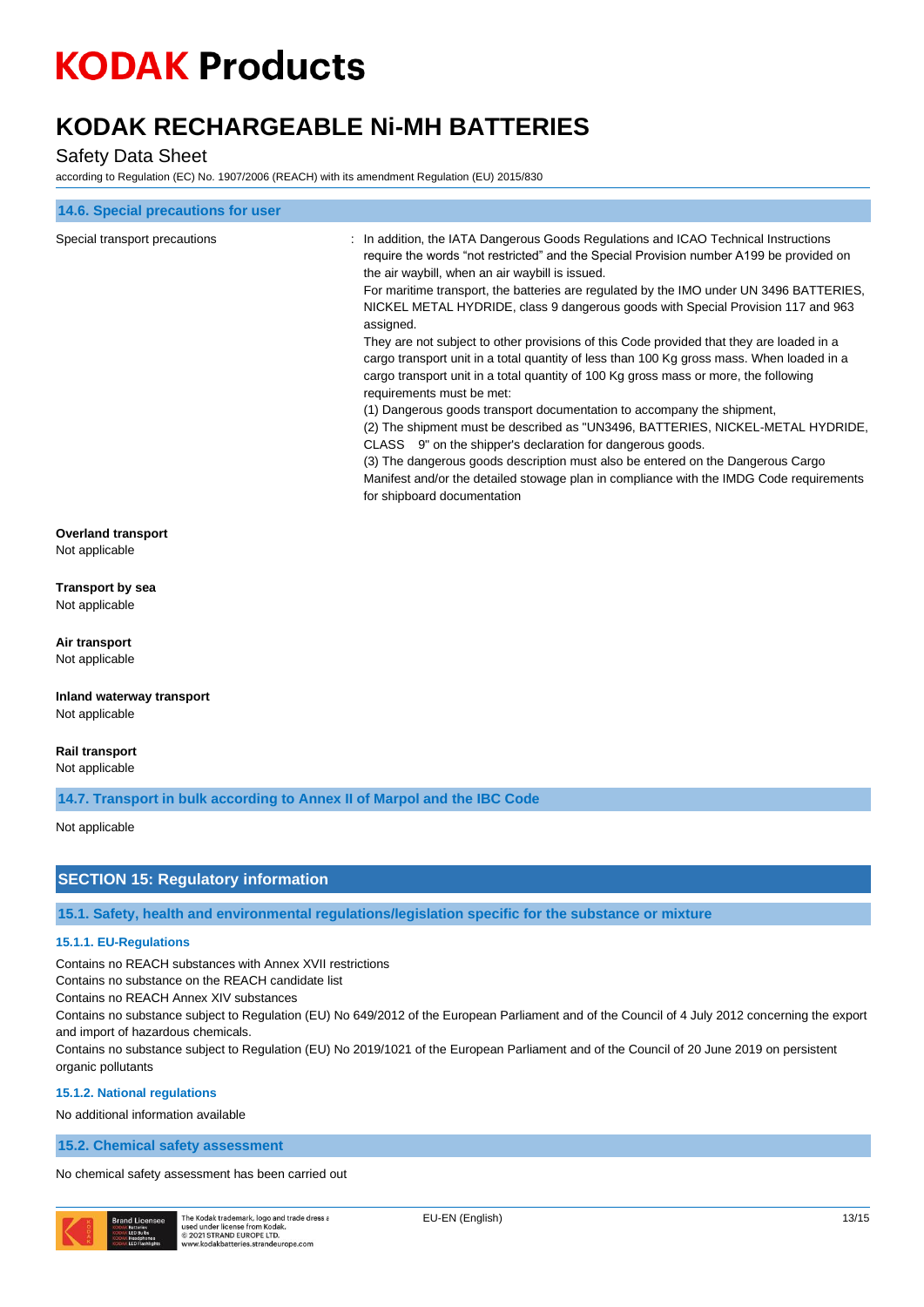#### 14.6. Special precautions for user

| | |
|---|---|
| Special transport precautions | : In addition, the IATA Dangerous Goods Regulations and ICAO Technical Instructions require the words "not restricted" and the Special Provision number A199 be provided on the air waybill, when an air waybill is issued.<br>For maritime transport, the batteries are regulated by the IMO under UN 3496 BATTERIES, NICKEL METAL HYDRIDE, class 9 dangerous goods with Special Provision 117 and 963 assigned.<br>They are not subject to other provisions of this Code provided that they are loaded in a cargo transport unit in a total quantity of less than 100 Kg gross mass. When loaded in a cargo transport unit in a total quantity of 100 Kg gross mass or more, the following requirements must be met:<br>(1) Dangerous goods transport documentation to accompany the shipment,<br>(2) The shipment must be described as "UN3496, BATTERIES, NICKEL-METAL HYDRIDE, CLASS 9" on the shipper's declaration for dangerous goods.<br>(3) The dangerous goods description must also be entered on the Dangerous Cargo Manifest and/or the detailed stowage plan in compliance with the IMDG Code requirements for shipboard documentation |

**Overland transport**

Not applicable

**Transport by sea**

Not applicable

**Air transport**

Not applicable

**Inland waterway transport**

Not applicable

**Rail transport**

Not applicable

#### 14.7. Transport in bulk according to Annex II of Marpol and the IBC Code

Not applicable

## SECTION 15: Regulatory information

### 15.1. Safety, health and environmental regulations/legislation specific for the substance or mixture

#### 15.1.1. EU-Regulations

Contains no REACH substances with Annex XVII restrictions

Contains no substance on the REACH candidate list

Contains no REACH Annex XIV substances

Contains no substance subject to Regulation (EU) No 649/2012 of the European Parliament and of the Council of 4 July 2012 concerning the export and import of hazardous chemicals.

Contains no substance subject to Regulation (EU) No 2019/1021 of the European Parliament and of the Council of 20 June 2019 on persistent organic pollutants

#### 15.1.2. National regulations

No additional information available

### 15.2. Chemical safety assessment

No chemical safety assessment has been carried out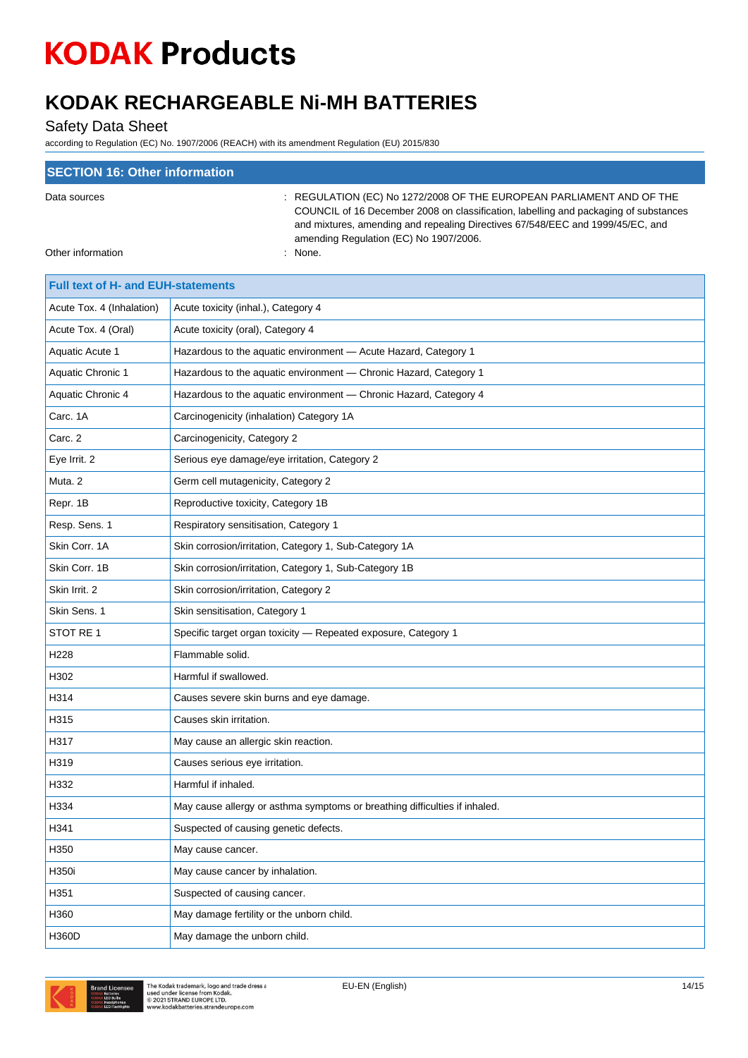## SECTION 16: Other information

Data sources : REGULATION (EC) No 1272/2008 OF THE EUROPEAN PARLIAMENT AND OF THE COUNCIL of 16 December 2008 on classification, labelling and packaging of substances and mixtures, amending and repealing Directives 67/548/EEC and 1999/45/EC, and amending Regulation (EC) No 1907/2006.

Other information : None.

| Full text of H- and EUH-statements | |
|---|---|
| Acute Tox. 4 (Inhalation) | Acute toxicity (inhal.), Category 4 |
| Acute Tox. 4 (Oral) | Acute toxicity (oral), Category 4 |
| Aquatic Acute 1 | Hazardous to the aquatic environment — Acute Hazard, Category 1 |
| Aquatic Chronic 1 | Hazardous to the aquatic environment — Chronic Hazard, Category 1 |
| Aquatic Chronic 4 | Hazardous to the aquatic environment — Chronic Hazard, Category 4 |
| Carc. 1A | Carcinogenicity (inhalation) Category 1A |
| Carc. 2 | Carcinogenicity, Category 2 |
| Eye Irrit. 2 | Serious eye damage/eye irritation, Category 2 |
| Muta. 2 | Germ cell mutagenicity, Category 2 |
| Repr. 1B | Reproductive toxicity, Category 1B |
| Resp. Sens. 1 | Respiratory sensitisation, Category 1 |
| Skin Corr. 1A | Skin corrosion/irritation, Category 1, Sub-Category 1A |
| Skin Corr. 1B | Skin corrosion/irritation, Category 1, Sub-Category 1B |
| Skin Irrit. 2 | Skin corrosion/irritation, Category 2 |
| Skin Sens. 1 | Skin sensitisation, Category 1 |
| STOT RE 1 | Specific target organ toxicity — Repeated exposure, Category 1 |
| H228 | Flammable solid. |
| H302 | Harmful if swallowed. |
| H314 | Causes severe skin burns and eye damage. |
| H315 | Causes skin irritation. |
| H317 | May cause an allergic skin reaction. |
| H319 | Causes serious eye irritation. |
| H332 | Harmful if inhaled. |
| H334 | May cause allergy or asthma symptoms or breathing difficulties if inhaled. |
| H341 | Suspected of causing genetic defects. |
| H350 | May cause cancer. |
| H350i | May cause cancer by inhalation. |
| H351 | Suspected of causing cancer. |
| H360 | May damage fertility or the unborn child. |
| H360D | May damage the unborn child. |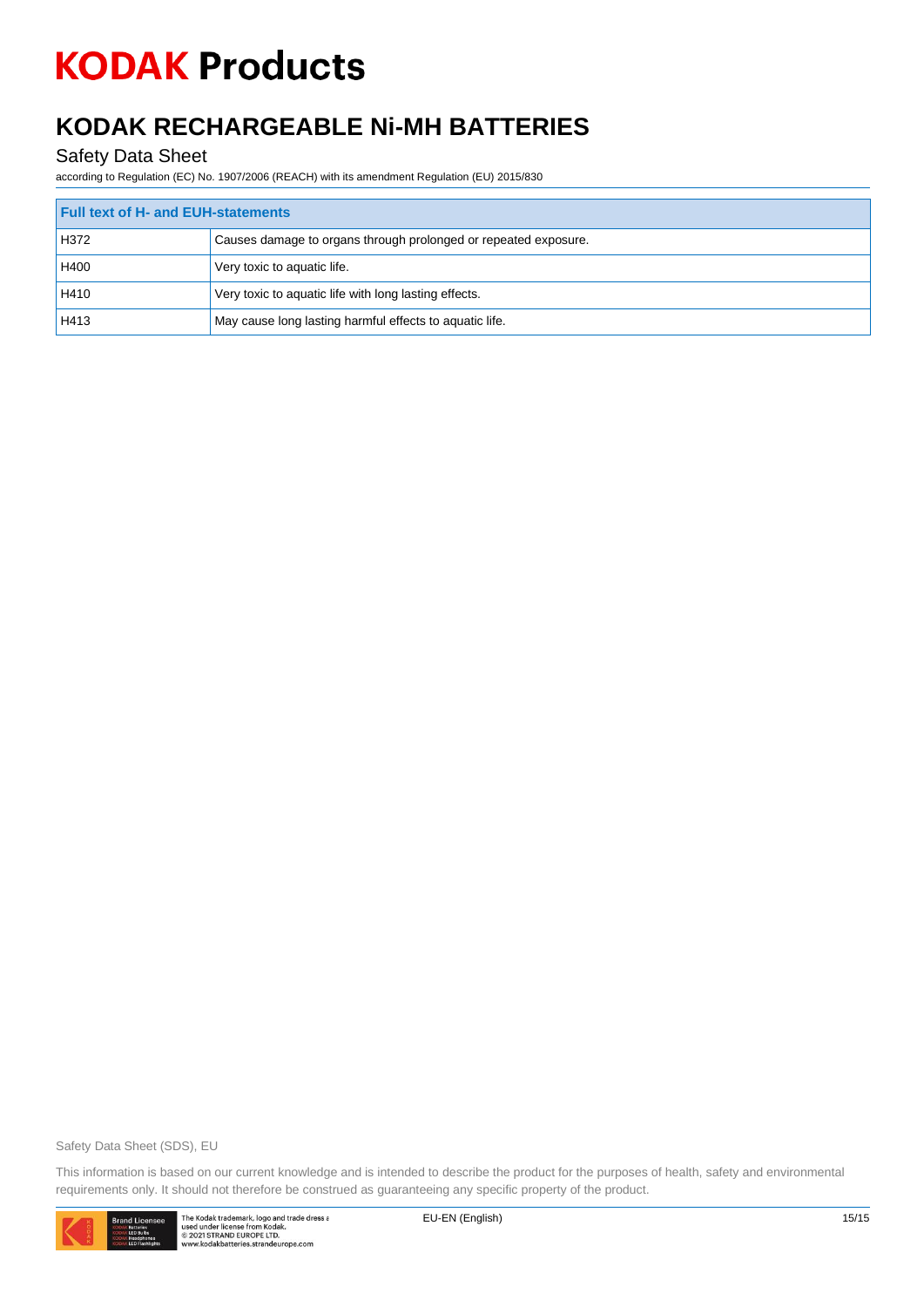| Full text of H- and EUH-statements | |
|---|---|
| H372 | Causes damage to organs through prolonged or repeated exposure. |
| H400 | Very toxic to aquatic life. |
| H410 | Very toxic to aquatic life with long lasting effects. |
| H413 | May cause long lasting harmful effects to aquatic life. |

Safety Data Sheet (SDS), EU

This information is based on our current knowledge and is intended to describe the product for the purposes of health, safety and environmental requirements only. It should not therefore be construed as guaranteeing any specific property of the product.